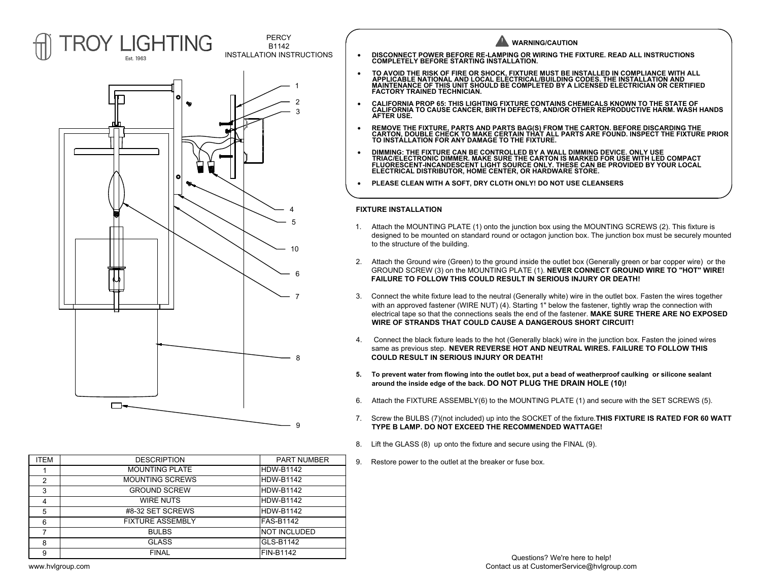# TROY LIGHTING

Est. 1963

PERCY
B1142
INSTALLATION INSTRUCTIONS

1
2
3
4
5
10
6
7
8
9

| ITEM | DESCRIPTION | PART NUMBER |
|---|---|---|
| 1 | MOUNTING PLATE | HDW-B1142 |
| 2 | MOUNTING SCREWS | HDW-B1142 |
| 3 | GROUND SCREW | HDW-B1142 |
| 4 | WIRE NUTS | HDW-B1142 |
| 5 | #8-32 SET SCREWS | HDW-B1142 |
| 6 | FIXTURE ASSEMBLY | FAS-B1142 |
| 7 | BULBS | NOT INCLUDED |
| 8 | GLASS | GLS-B1142 |
| 9 | FINAL | FIN-B1142 |

www.hvlgroup.com

## WARNING/CAUTION

- **DISCONNECT POWER BEFORE RE-LAMPING OR WIRING THE FIXTURE. READ ALL INSTRUCTIONS COMPLETELY BEFORE STARTING INSTALLATION.**
- **TO AVOID THE RISK OF FIRE OR SHOCK, FIXTURE MUST BE INSTALLED IN COMPLIANCE WITH ALL APPLICABLE NATIONAL AND LOCAL ELECTRICAL/BUILDING CODES. THE INSTALLATION AND MAINTENANCE OF THIS UNIT SHOULD BE COMPLETED BY A LICENSED ELECTRICIAN OR CERTIFIED FACTORY TRAINED TECHNICIAN.**
- **CALIFORNIA PROP 65: THIS LIGHTING FIXTURE CONTAINS CHEMICALS KNOWN TO THE STATE OF CALIFORNIA TO CAUSE CANCER, BIRTH DEFECTS, AND/OR OTHER REPRODUCTIVE HARM. WASH HANDS AFTER USE.**
- **REMOVE THE FIXTURE, PARTS AND PARTS BAG(S) FROM THE CARTON. BEFORE DISCARDING THE CARTON, DOUBLE CHECK TO MAKE CERTAIN THAT ALL PARTS ARE FOUND. INSPECT THE FIXTURE PRIOR TO INSTALLATION FOR ANY DAMAGE TO THE FIXTURE.**
- **DIMMING: THE FIXTURE CAN BE CONTROLLED BY A WALL DIMMING DEVICE. ONLY USE TRIAC/ELECTRONIC DIMMER. MAKE SURE THE CARTON IS MARKED FOR USE WITH LED COMPACT FLUORESCENT-INCANDESCENT LIGHT SOURCE ONLY. THESE CAN BE PROVIDED BY YOUR LOCAL ELECTRICAL DISTRIBUTOR, HOME CENTER, OR HARDWARE STORE.**
- **PLEASE CLEAN WITH A SOFT, DRY CLOTH ONLY! DO NOT USE CLEANSERS**

## FIXTURE INSTALLATION

1. Attach the MOUNTING PLATE (1) onto the junction box using the MOUNTING SCREWS (2). This fixture is designed to be mounted on standard round or octagon junction box. The junction box must be securely mounted to the structure of the building.
2. Attach the Ground wire (Green) to the ground inside the outlet box (Generally green or bar copper wire) or the GROUND SCREW (3) on the MOUNTING PLATE (1). **NEVER CONNECT GROUND WIRE TO "HOT" WIRE! FAILURE TO FOLLOW THIS COULD RESULT IN SERIOUS INJURY OR DEATH!**
3. Connect the white fixture lead to the neutral (Generally white) wire in the outlet box. Fasten the wires together with an approved fastener (WIRE NUT) (4). Starting 1" below the fastener, tightly wrap the connection with electrical tape so that the connections seals the end of the fastener. **MAKE SURE THERE ARE NO EXPOSED WIRE OF STRANDS THAT COULD CAUSE A DANGEROUS SHORT CIRCUIT!**
4. Connect the black fixture leads to the hot (Generally black) wire in the junction box. Fasten the joined wires same as previous step. **NEVER REVERSE HOT AND NEUTRAL WIRES. FAILURE TO FOLLOW THIS COULD RESULT IN SERIOUS INJURY OR DEATH!**
5. **To prevent water from flowing into the outlet box, put a bead of weatherproof caulking or silicone sealant around the inside edge of the back. DO NOT PLUG THE DRAIN HOLE (10)!**
6. Attach the FIXTURE ASSEMBLY(6) to the MOUNTING PLATE (1) and secure with the SET SCREWS (5).
7. Screw the BULBS (7)(not included) up into the SOCKET of the fixture.**THIS FIXTURE IS RATED FOR 60 WATT TYPE B LAMP. DO NOT EXCEED THE RECOMMENDED WATTAGE!**
8. Lift the GLASS (8) up onto the fixture and secure using the FINAL (9).
9. Restore power to the outlet at the breaker or fuse box.

Questions? We're here to help!
Contact us at CustomerService@hvlgroup.com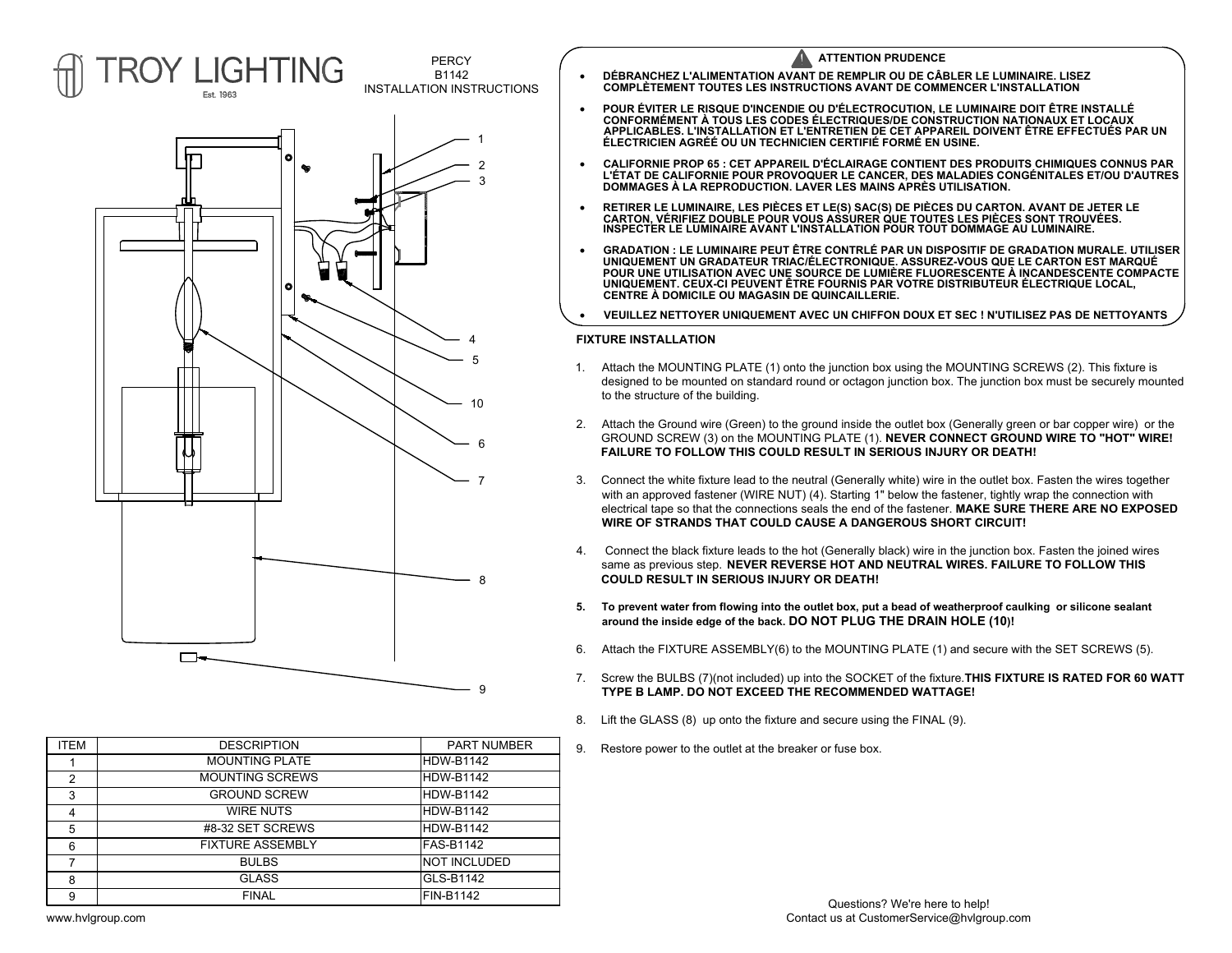TROY LIGHTING
Est. 1963

PERCY
B1142
INSTALLATION INSTRUCTIONS

1
2
3
4
5
10
6
7
8
9

| ITEM | DESCRIPTION | PART NUMBER |
|---|---|---|
| 1 | MOUNTING PLATE | HDW-B1142 |
| 2 | MOUNTING SCREWS | HDW-B1142 |
| 3 | GROUND SCREW | HDW-B1142 |
| 4 | WIRE NUTS | HDW-B1142 |
| 5 | #8-32 SET SCREWS | HDW-B1142 |
| 6 | FIXTURE ASSEMBLY | FAS-B1142 |
| 7 | BULBS | NOT INCLUDED |
| 8 | GLASS | GLS-B1142 |
| 9 | FINAL | FIN-B1142 |

www.hvlgroup.com

**ATTENTION PRUDENCE**

- **DÉBRANCHEZ L'ALIMENTATION AVANT DE REMPLIR OU DE CÂBLER LE LUMINAIRE. LISEZ COMPLÈTEMENT TOUTES LES INSTRUCTIONS AVANT DE COMMENCER L'INSTALLATION**
- **POUR ÉVITER LE RISQUE D'INCENDIE OU D'ÉLECTROCUTION, LE LUMINAIRE DOIT ÊTRE INSTALLÉ CONFORMÉMENT À TOUS LES CODES ÉLECTRIQUES/DE CONSTRUCTION NATIONAUX ET LOCAUX APPLICABLES. L'INSTALLATION ET L'ENTRETIEN DE CET APPAREIL DOIVENT ÊTRE EFFECTUÉS PAR UN ÉLECTRICIEN AGRÉÉ OU UN TECHNICIEN CERTIFIÉ FORMÉ EN USINE.**
- **CALIFORNIE PROP 65 : CET APPAREIL D'ÉCLAIRAGE CONTIENT DES PRODUITS CHIMIQUES CONNUS PAR L'ÉTAT DE CALIFORNIE POUR PROVOQUER LE CANCER, DES MALADIES CONGÉNITALES ET/OU D'AUTRES DOMMAGES À LA REPRODUCTION. LAVER LES MAINS APRÈS UTILISATION.**
- **RETIRER LE LUMINAIRE, LES PIÈCES ET LE(S) SAC(S) DE PIÈCES DU CARTON. AVANT DE JETER LE CARTON, VÉRIFIEZ DOUBLE POUR VOUS ASSURER QUE TOUTES LES PIÈCES SONT TROUVÉES. INSPECTER LE LUMINAIRE AVANT L'INSTALLATION POUR TOUT DOMMAGE AU LUMINAIRE.**
- **GRADATION : LE LUMINAIRE PEUT ÊTRE CONTRLÉ PAR UN DISPOSITIF DE GRADATION MURALE. UTILISER UNIQUEMENT UN GRADATEUR TRIAC/ÉLECTRONIQUE. ASSUREZ-VOUS QUE LE CARTON EST MARQUÉ POUR UNE UTILISATION AVEC UNE SOURCE DE LUMIÈRE FLUORESCENTE À INCANDESCENTE COMPACTE UNIQUEMENT. CEUX-CI PEUVENT ÊTRE FOURNIS PAR VOTRE DISTRIBUTEUR ÉLECTRIQUE LOCAL, CENTRE À DOMICILE OU MAGASIN DE QUINCAILLERIE.**
- **VEUILLEZ NETTOYER UNIQUEMENT AVEC UN CHIFFON DOUX ET SEC ! N'UTILISEZ PAS DE NETTOYANTS**

**FIXTURE INSTALLATION**

1. Attach the MOUNTING PLATE (1) onto the junction box using the MOUNTING SCREWS (2). This fixture is designed to be mounted on standard round or octagon junction box. The junction box must be securely mounted to the structure of the building.
2. Attach the Ground wire (Green) to the ground inside the outlet box (Generally green or bar copper wire) or the GROUND SCREW (3) on the MOUNTING PLATE (1). **NEVER CONNECT GROUND WIRE TO "HOT" WIRE! FAILURE TO FOLLOW THIS COULD RESULT IN SERIOUS INJURY OR DEATH!**
3. Connect the white fixture lead to the neutral (Generally white) wire in the outlet box. Fasten the wires together with an approved fastener (WIRE NUT) (4). Starting 1" below the fastener, tightly wrap the connection with electrical tape so that the connections seals the end of the fastener. **MAKE SURE THERE ARE NO EXPOSED WIRE OF STRANDS THAT COULD CAUSE A DANGEROUS SHORT CIRCUIT!**
4. Connect the black fixture leads to the hot (Generally black) wire in the junction box. Fasten the joined wires same as previous step. **NEVER REVERSE HOT AND NEUTRAL WIRES. FAILURE TO FOLLOW THIS COULD RESULT IN SERIOUS INJURY OR DEATH!**
5. **To prevent water from flowing into the outlet box, put a bead of weatherproof caulking or silicone sealant around the inside edge of the back. DO NOT PLUG THE DRAIN HOLE (10)!**
6. Attach the FIXTURE ASSEMBLY(6) to the MOUNTING PLATE (1) and secure with the SET SCREWS (5).
7. Screw the BULBS (7)(not included) up into the SOCKET of the fixture.**THIS FIXTURE IS RATED FOR 60 WATT TYPE B LAMP. DO NOT EXCEED THE RECOMMENDED WATTAGE!**
8. Lift the GLASS (8) up onto the fixture and secure using the FINAL (9).
9. Restore power to the outlet at the breaker or fuse box.

Questions? We're here to help!
Contact us at CustomerService@hvlgroup.com